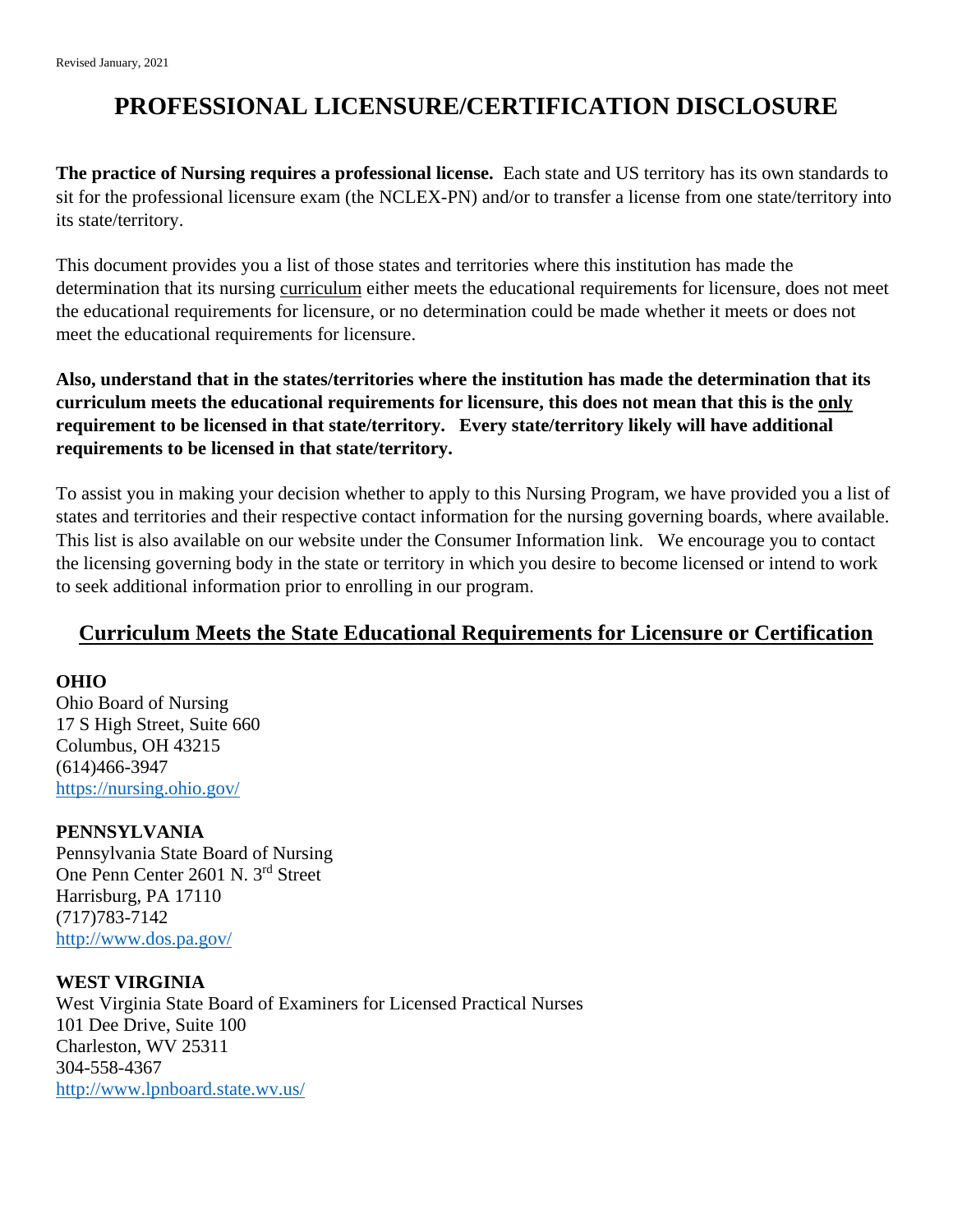Revised January, 2021

# PROFESSIONAL LICENSURE/CERTIFICATION DISCLOSURE

**The practice of Nursing requires a professional license.** Each state and US territory has its own standards to sit for the professional licensure exam (the NCLEX-PN) and/or to transfer a license from one state/territory into its state/territory.

This document provides you a list of those states and territories where this institution has made the determination that its nursing curriculum either meets the educational requirements for licensure, does not meet the educational requirements for licensure, or no determination could be made whether it meets or does not meet the educational requirements for licensure.

**Also, understand that in the states/territories where the institution has made the determination that its curriculum meets the educational requirements for licensure, this does not mean that this is the only requirement to be licensed in that state/territory. Every state/territory likely will have additional requirements to be licensed in that state/territory.**

To assist you in making your decision whether to apply to this Nursing Program, we have provided you a list of states and territories and their respective contact information for the nursing governing boards, where available. This list is also available on our website under the Consumer Information link. We encourage you to contact the licensing governing body in the state or territory in which you desire to become licensed or intend to work to seek additional information prior to enrolling in our program.

## Curriculum Meets the State Educational Requirements for Licensure or Certification

**OHIO**
Ohio Board of Nursing
17 S High Street, Suite 660
Columbus, OH 43215
(614)466-3947
https://nursing.ohio.gov/

**PENNSYLVANIA**
Pennsylvania State Board of Nursing
One Penn Center 2601 N. 3rd Street
Harrisburg, PA 17110
(717)783-7142
http://www.dos.pa.gov/

**WEST VIRGINIA**
West Virginia State Board of Examiners for Licensed Practical Nurses
101 Dee Drive, Suite 100
Charleston, WV 25311
304-558-4367
http://www.lpnboard.state.wv.us/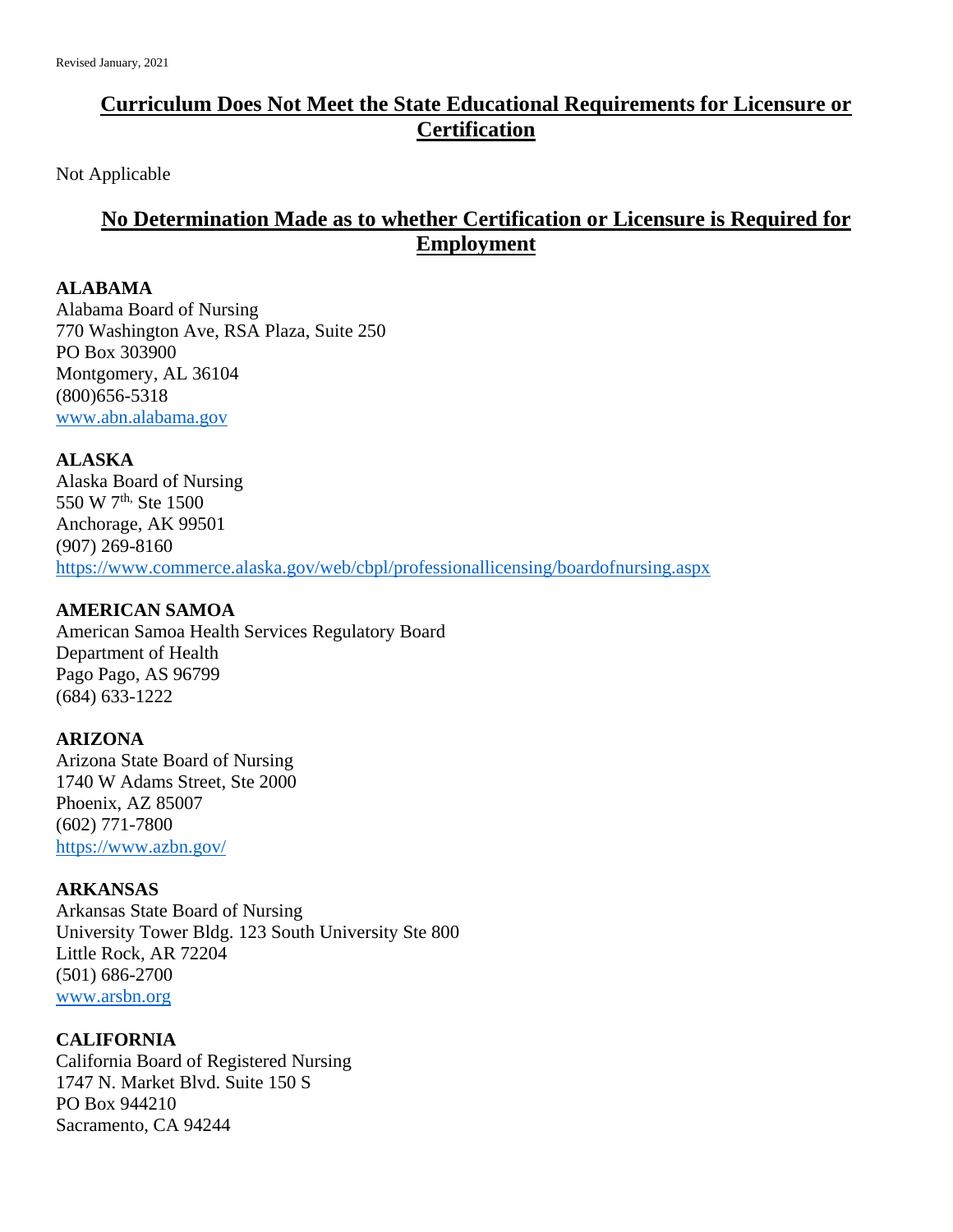Revised January, 2021

## Curriculum Does Not Meet the State Educational Requirements for Licensure or Certification

Not Applicable

## No Determination Made as to whether Certification or Licensure is Required for Employment

**ALABAMA**
Alabama Board of Nursing
770 Washington Ave, RSA Plaza, Suite 250
PO Box 303900
Montgomery, AL 36104
(800)656-5318
www.abn.alabama.gov

**ALASKA**
Alaska Board of Nursing
550 W 7th, Ste 1500
Anchorage, AK 99501
(907) 269-8160
https://www.commerce.alaska.gov/web/cbpl/professionallicensing/boardofnursing.aspx

**AMERICAN SAMOA**
American Samoa Health Services Regulatory Board
Department of Health
Pago Pago, AS 96799
(684) 633-1222

**ARIZONA**
Arizona State Board of Nursing
1740 W Adams Street, Ste 2000
Phoenix, AZ 85007
(602) 771-7800
https://www.azbn.gov/

**ARKANSAS**
Arkansas State Board of Nursing
University Tower Bldg. 123 South University Ste 800
Little Rock, AR 72204
(501) 686-2700
www.arsbn.org

**CALIFORNIA**
California Board of Registered Nursing
1747 N. Market Blvd. Suite 150 S
PO Box 944210
Sacramento, CA 94244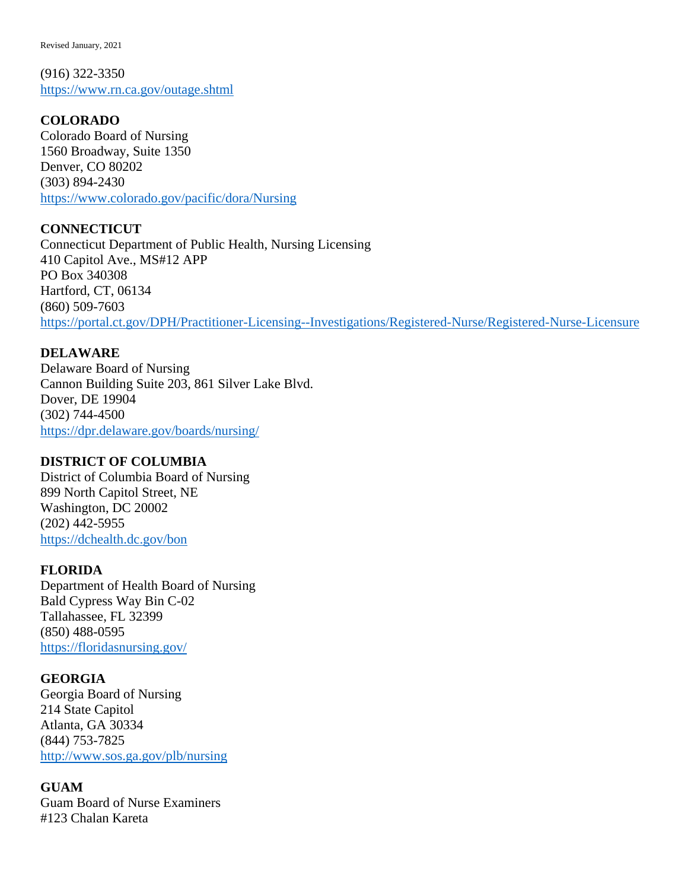(916) 322-3350
https://www.rn.ca.gov/outage.shtml

**COLORADO**
Colorado Board of Nursing
1560 Broadway, Suite 1350
Denver, CO 80202
(303) 894-2430
https://www.colorado.gov/pacific/dora/Nursing

**CONNECTICUT**
Connecticut Department of Public Health, Nursing Licensing
410 Capitol Ave., MS#12 APP
PO Box 340308
Hartford, CT, 06134
(860) 509-7603
https://portal.ct.gov/DPH/Practitioner-Licensing--Investigations/Registered-Nurse/Registered-Nurse-Licensure

**DELAWARE**
Delaware Board of Nursing
Cannon Building Suite 203, 861 Silver Lake Blvd.
Dover, DE 19904
(302) 744-4500
https://dpr.delaware.gov/boards/nursing/

**DISTRICT OF COLUMBIA**
District of Columbia Board of Nursing
899 North Capitol Street, NE
Washington, DC 20002
(202) 442-5955
https://dchealth.dc.gov/bon

**FLORIDA**
Department of Health Board of Nursing
Bald Cypress Way Bin C-02
Tallahassee, FL 32399
(850) 488-0595
https://floridasnursing.gov/

**GEORGIA**
Georgia Board of Nursing
214 State Capitol
Atlanta, GA 30334
(844) 753-7825
http://www.sos.ga.gov/plb/nursing

**GUAM**
Guam Board of Nurse Examiners
#123 Chalan Kareta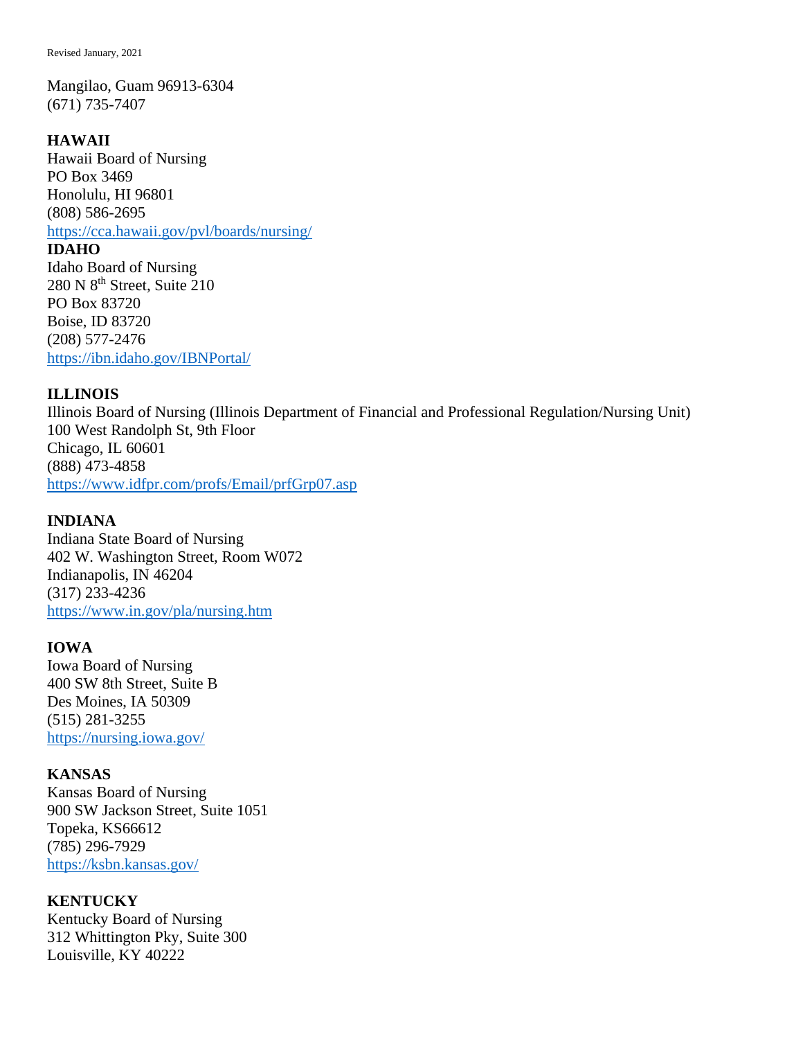Mangilao, Guam 96913-6304
(671) 735-7407

**HAWAII**
Hawaii Board of Nursing
PO Box 3469
Honolulu, HI 96801
(808) 586-2695
https://cca.hawaii.gov/pvl/boards/nursing/

**IDAHO**
Idaho Board of Nursing
280 N 8th Street, Suite 210
PO Box 83720
Boise, ID 83720
(208) 577-2476
https://ibn.idaho.gov/IBNPortal/

**ILLINOIS**
Illinois Board of Nursing (Illinois Department of Financial and Professional Regulation/Nursing Unit)
100 West Randolph St, 9th Floor
Chicago, IL 60601
(888) 473-4858
https://www.idfpr.com/profs/Email/prfGrp07.asp

**INDIANA**
Indiana State Board of Nursing
402 W. Washington Street, Room W072
Indianapolis, IN 46204
(317) 233-4236
https://www.in.gov/pla/nursing.htm

**IOWA**
Iowa Board of Nursing
400 SW 8th Street, Suite B
Des Moines, IA 50309
(515) 281-3255
https://nursing.iowa.gov/

**KANSAS**
Kansas Board of Nursing
900 SW Jackson Street, Suite 1051
Topeka, KS66612
(785) 296-7929
https://ksbn.kansas.gov/

**KENTUCKY**
Kentucky Board of Nursing
312 Whittington Pky, Suite 300
Louisville, KY 40222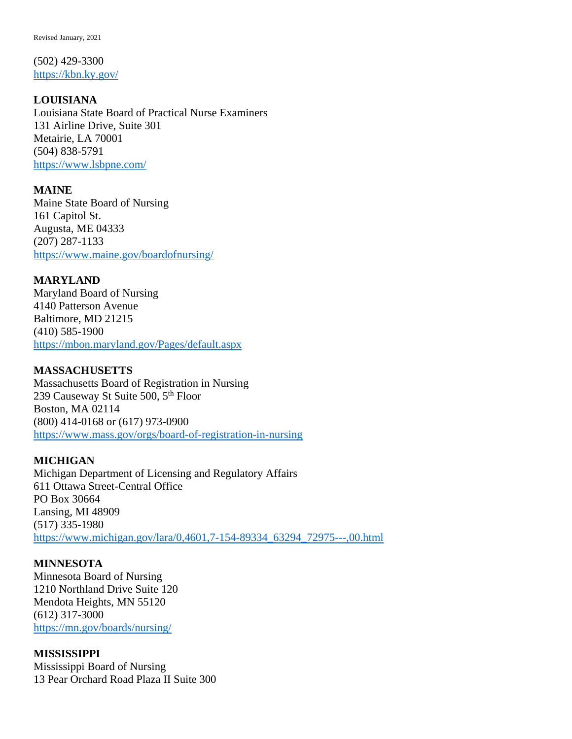(502) 429-3300
https://kbn.ky.gov/

**LOUISIANA**
Louisiana State Board of Practical Nurse Examiners
131 Airline Drive, Suite 301
Metairie, LA 70001
(504) 838-5791
https://www.lsbpne.com/

**MAINE**
Maine State Board of Nursing
161 Capitol St.
Augusta, ME 04333
(207) 287-1133
https://www.maine.gov/boardofnursing/

**MARYLAND**
Maryland Board of Nursing
4140 Patterson Avenue
Baltimore, MD 21215
(410) 585-1900
https://mbon.maryland.gov/Pages/default.aspx

**MASSACHUSETTS**
Massachusetts Board of Registration in Nursing
239 Causeway St Suite 500, 5th Floor
Boston, MA 02114
(800) 414-0168 or (617) 973-0900
https://www.mass.gov/orgs/board-of-registration-in-nursing

**MICHIGAN**
Michigan Department of Licensing and Regulatory Affairs
611 Ottawa Street-Central Office
PO Box 30664
Lansing, MI 48909
(517) 335-1980
https://www.michigan.gov/lara/0,4601,7-154-89334_63294_72975---,00.html

**MINNESOTA**
Minnesota Board of Nursing
1210 Northland Drive Suite 120
Mendota Heights, MN 55120
(612) 317-3000
https://mn.gov/boards/nursing/

**MISSISSIPPI**
Mississippi Board of Nursing
13 Pear Orchard Road Plaza II Suite 300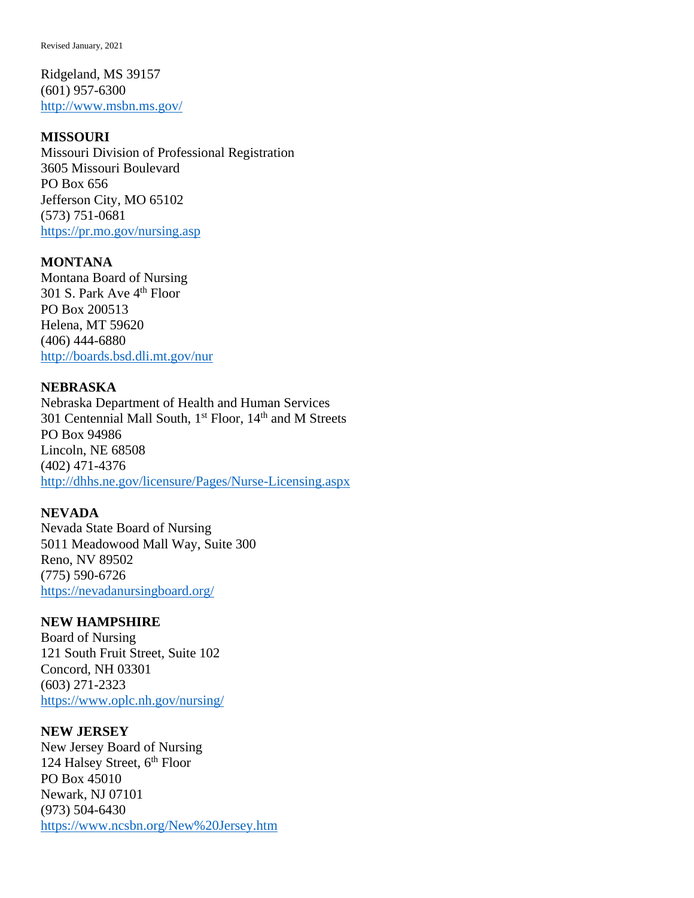Ridgeland, MS 39157
(601) 957-6300
http://www.msbn.ms.gov/

**MISSOURI**
Missouri Division of Professional Registration
3605 Missouri Boulevard
PO Box 656
Jefferson City, MO 65102
(573) 751-0681
https://pr.mo.gov/nursing.asp

**MONTANA**
Montana Board of Nursing
301 S. Park Ave 4th Floor
PO Box 200513
Helena, MT 59620
(406) 444-6880
http://boards.bsd.dli.mt.gov/nur

**NEBRASKA**
Nebraska Department of Health and Human Services
301 Centennial Mall South, 1st Floor, 14th and M Streets
PO Box 94986
Lincoln, NE 68508
(402) 471-4376
http://dhhs.ne.gov/licensure/Pages/Nurse-Licensing.aspx

**NEVADA**
Nevada State Board of Nursing
5011 Meadowood Mall Way, Suite 300
Reno, NV 89502
(775) 590-6726
https://nevadanursingboard.org/

**NEW HAMPSHIRE**
Board of Nursing
121 South Fruit Street, Suite 102
Concord, NH 03301
(603) 271-2323
https://www.oplc.nh.gov/nursing/

**NEW JERSEY**
New Jersey Board of Nursing
124 Halsey Street, 6th Floor
PO Box 45010
Newark, NJ 07101
(973) 504-6430
https://www.ncsbn.org/New%20Jersey.htm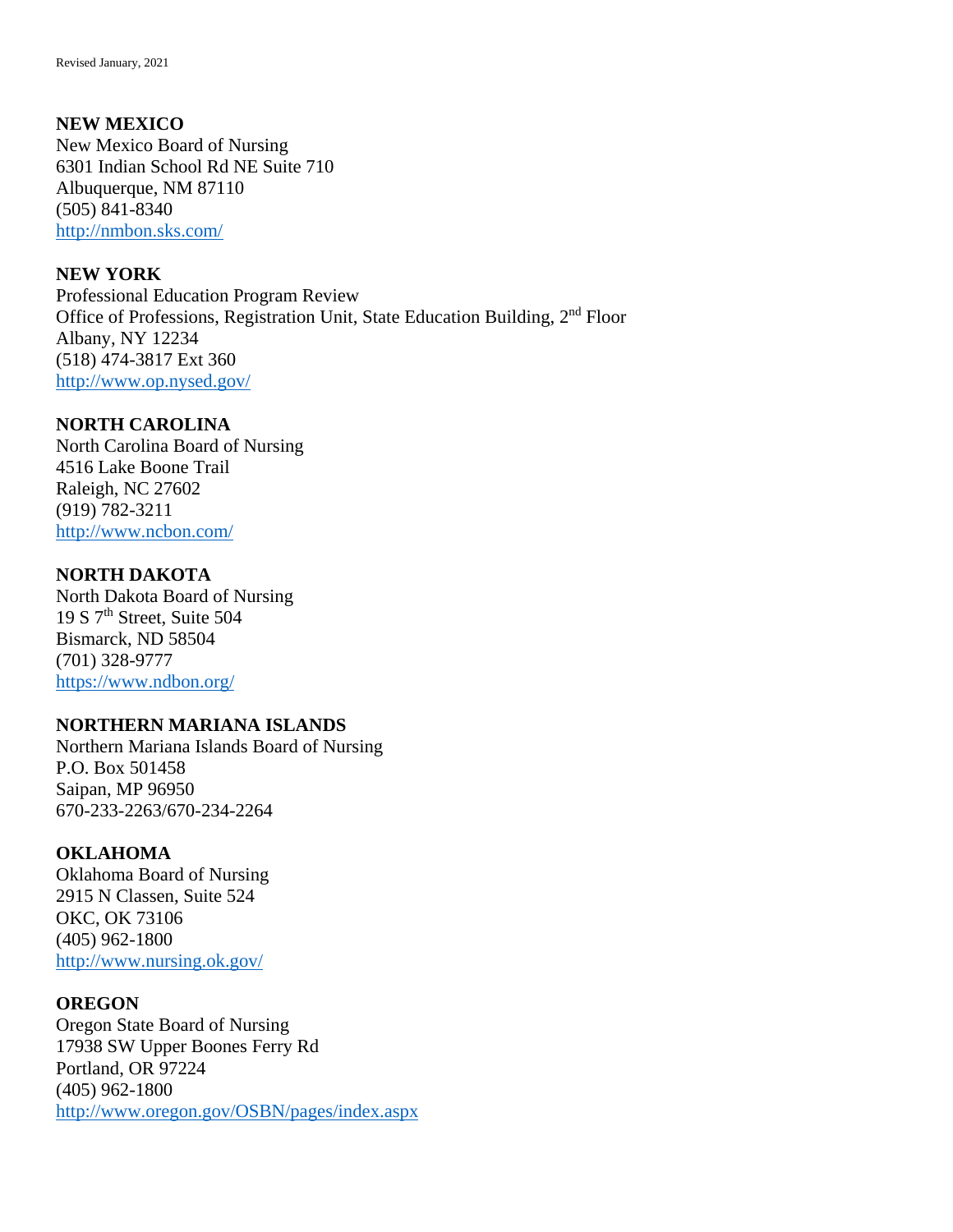**NEW MEXICO**
New Mexico Board of Nursing
6301 Indian School Rd NE Suite 710
Albuquerque, NM 87110
(505) 841-8340
http://nmbon.sks.com/

**NEW YORK**
Professional Education Program Review
Office of Professions, Registration Unit, State Education Building, 2nd Floor
Albany, NY 12234
(518) 474-3817 Ext 360
http://www.op.nysed.gov/

**NORTH CAROLINA**
North Carolina Board of Nursing
4516 Lake Boone Trail
Raleigh, NC 27602
(919) 782-3211
http://www.ncbon.com/

**NORTH DAKOTA**
North Dakota Board of Nursing
19 S 7th Street, Suite 504
Bismarck, ND 58504
(701) 328-9777
https://www.ndbon.org/

**NORTHERN MARIANA ISLANDS**
Northern Mariana Islands Board of Nursing
P.O. Box 501458
Saipan, MP 96950
670-233-2263/670-234-2264

**OKLAHOMA**
Oklahoma Board of Nursing
2915 N Classen, Suite 524
OKC, OK 73106
(405) 962-1800
http://www.nursing.ok.gov/

**OREGON**
Oregon State Board of Nursing
17938 SW Upper Boones Ferry Rd
Portland, OR 97224
(405) 962-1800
http://www.oregon.gov/OSBN/pages/index.aspx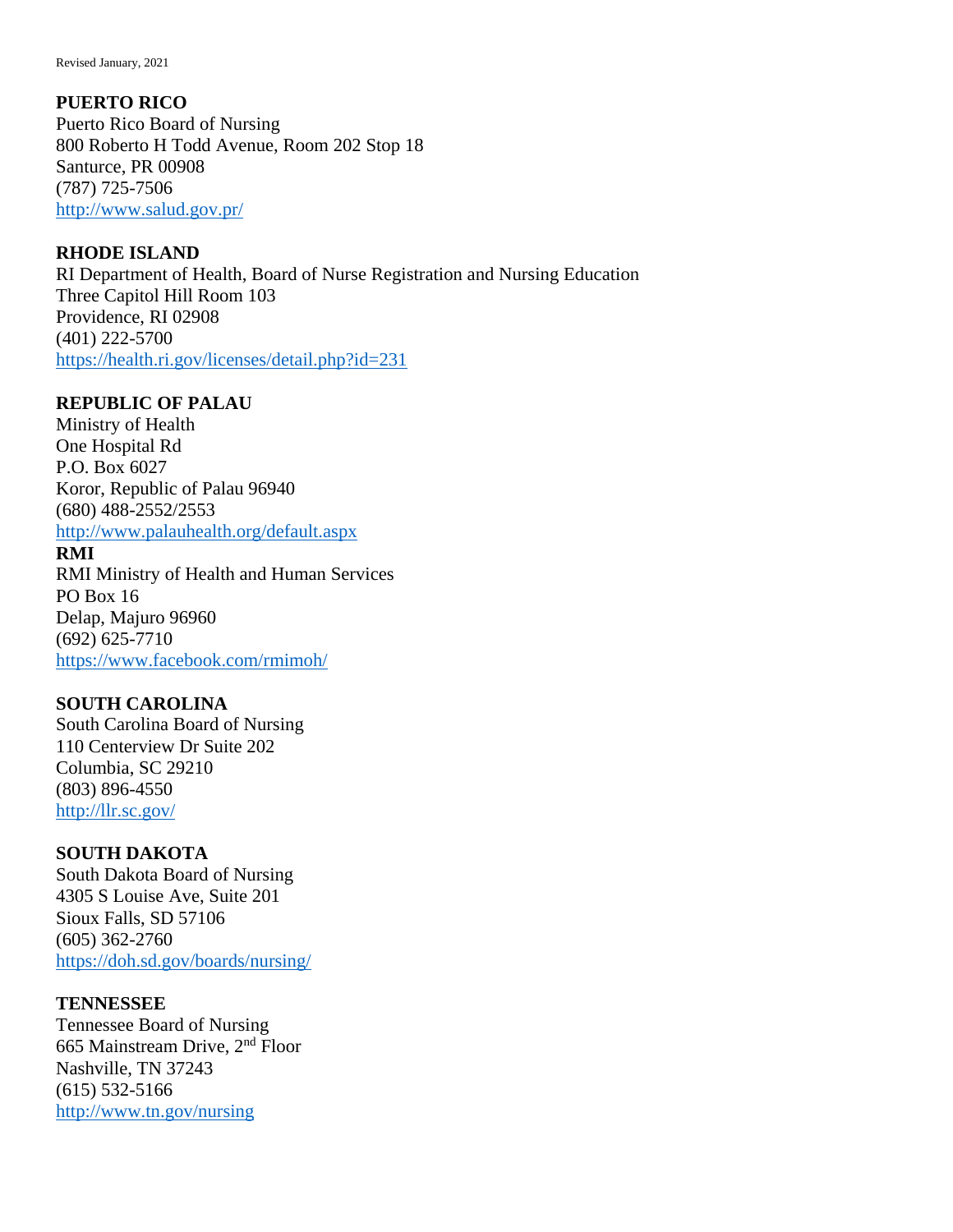**PUERTO RICO**
Puerto Rico Board of Nursing
800 Roberto H Todd Avenue, Room 202 Stop 18
Santurce, PR 00908
(787) 725-7506
http://www.salud.gov.pr/

**RHODE ISLAND**
RI Department of Health, Board of Nurse Registration and Nursing Education
Three Capitol Hill Room 103
Providence, RI 02908
(401) 222-5700
https://health.ri.gov/licenses/detail.php?id=231

**REPUBLIC OF PALAU**
Ministry of Health
One Hospital Rd
P.O. Box 6027
Koror, Republic of Palau 96940
(680) 488-2552/2553
http://www.palauhealth.org/default.aspx

**RMI**
RMI Ministry of Health and Human Services
PO Box 16
Delap, Majuro 96960
(692) 625-7710
https://www.facebook.com/rmimoh/

**SOUTH CAROLINA**
South Carolina Board of Nursing
110 Centerview Dr Suite 202
Columbia, SC 29210
(803) 896-4550
http://llr.sc.gov/

**SOUTH DAKOTA**
South Dakota Board of Nursing
4305 S Louise Ave, Suite 201
Sioux Falls, SD 57106
(605) 362-2760
https://doh.sd.gov/boards/nursing/

**TENNESSEE**
Tennessee Board of Nursing
665 Mainstream Drive, 2nd Floor
Nashville, TN 37243
(615) 532-5166
http://www.tn.gov/nursing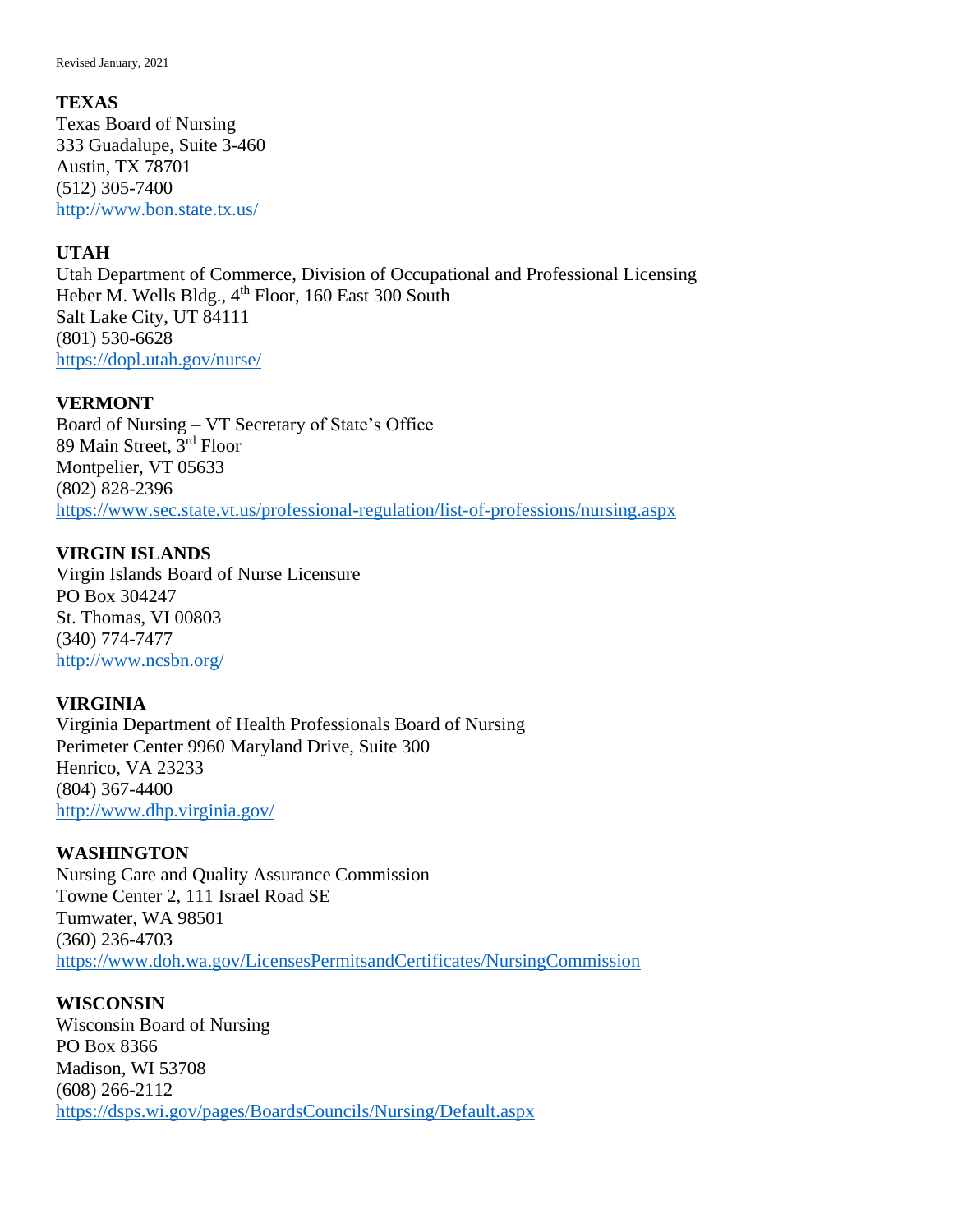**TEXAS**
Texas Board of Nursing
333 Guadalupe, Suite 3-460
Austin, TX 78701
(512) 305-7400
http://www.bon.state.tx.us/

**UTAH**
Utah Department of Commerce, Division of Occupational and Professional Licensing
Heber M. Wells Bldg., 4th Floor, 160 East 300 South
Salt Lake City, UT 84111
(801) 530-6628
https://dopl.utah.gov/nurse/

**VERMONT**
Board of Nursing – VT Secretary of State's Office
89 Main Street, 3rd Floor
Montpelier, VT 05633
(802) 828-2396
https://www.sec.state.vt.us/professional-regulation/list-of-professions/nursing.aspx

**VIRGIN ISLANDS**
Virgin Islands Board of Nurse Licensure
PO Box 304247
St. Thomas, VI 00803
(340) 774-7477
http://www.ncsbn.org/

**VIRGINIA**
Virginia Department of Health Professionals Board of Nursing
Perimeter Center 9960 Maryland Drive, Suite 300
Henrico, VA 23233
(804) 367-4400
http://www.dhp.virginia.gov/

**WASHINGTON**
Nursing Care and Quality Assurance Commission
Towne Center 2, 111 Israel Road SE
Tumwater, WA 98501
(360) 236-4703
https://www.doh.wa.gov/LicensesPermitsandCertificates/NursingCommission

**WISCONSIN**
Wisconsin Board of Nursing
PO Box 8366
Madison, WI 53708
(608) 266-2112
https://dsps.wi.gov/pages/BoardsCouncils/Nursing/Default.aspx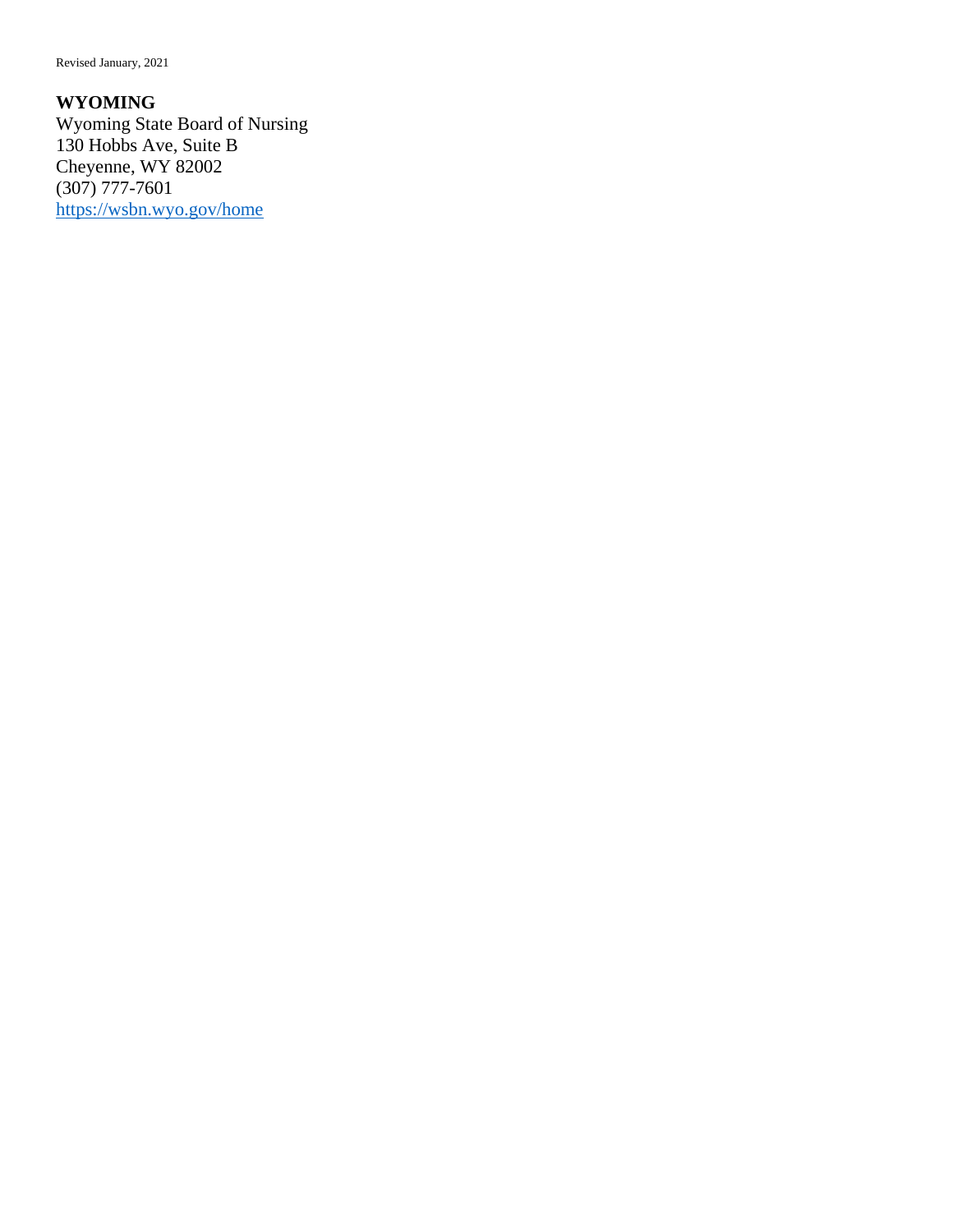Revised January, 2021

**WYOMING**

Wyoming State Board of Nursing
130 Hobbs Ave, Suite B
Cheyenne, WY 82002
(307) 777-7601
https://wsbn.wyo.gov/home